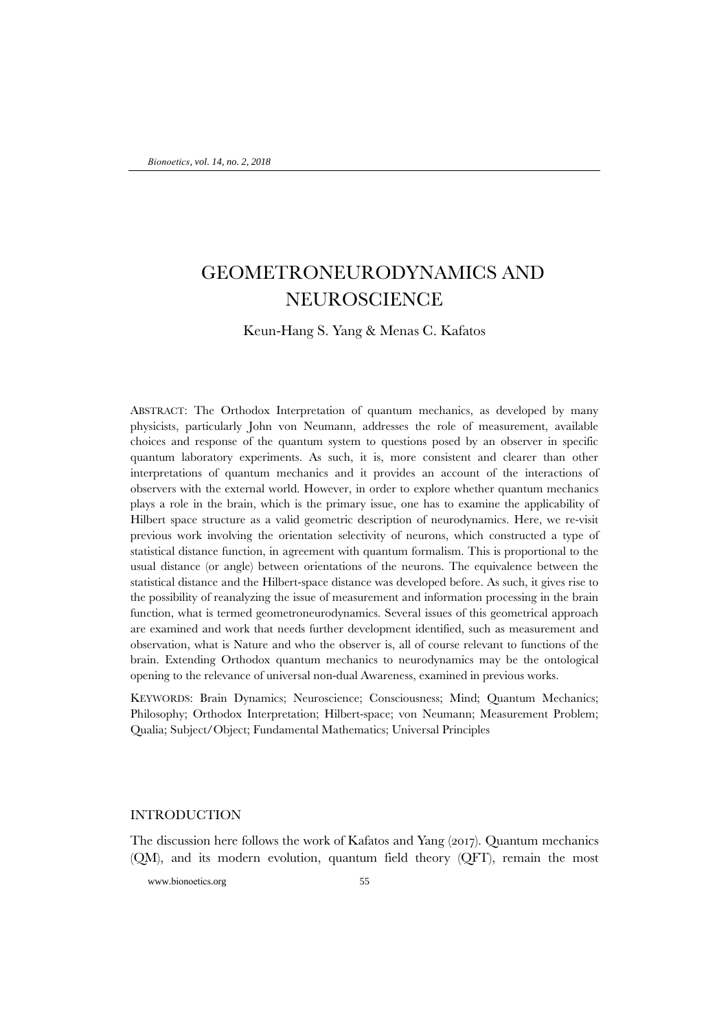# GEOMETRONEURODYNAMICS AND NEUROSCIENCE

Keun-Hang S. Yang & Menas C. Kafatos

ABSTRACT: The Orthodox Interpretation of quantum mechanics, as developed by many physicists, particularly John von Neumann, addresses the role of measurement, available choices and response of the quantum system to questions posed by an observer in specific quantum laboratory experiments. As such, it is, more consistent and clearer than other interpretations of quantum mechanics and it provides an account of the interactions of observers with the external world. However, in order to explore whether quantum mechanics plays a role in the brain, which is the primary issue, one has to examine the applicability of Hilbert space structure as a valid geometric description of neurodynamics. Here, we re-visit previous work involving the orientation selectivity of neurons, which constructed a type of statistical distance function, in agreement with quantum formalism. This is proportional to the usual distance (or angle) between orientations of the neurons. The equivalence between the statistical distance and the Hilbert-space distance was developed before. As such, it gives rise to the possibility of reanalyzing the issue of measurement and information processing in the brain function, what is termed geometroneurodynamics. Several issues of this geometrical approach are examined and work that needs further development identified, such as measurement and observation, what is Nature and who the observer is, all of course relevant to functions of the brain. Extending Orthodox quantum mechanics to neurodynamics may be the ontological opening to the relevance of universal non-dual Awareness, examined in previous works.

KEYWORDS: Brain Dynamics; Neuroscience; Consciousness; Mind; Quantum Mechanics; Philosophy; Orthodox Interpretation; Hilbert-space; von Neumann; Measurement Problem; Qualia; Subject/Object; Fundamental Mathematics; Universal Principles

## INTRODUCTION

The discussion here follows the work of Kafatos and Yang (2017). Quantum mechanics (QM), and its modern evolution, quantum field theory (QFT), remain the most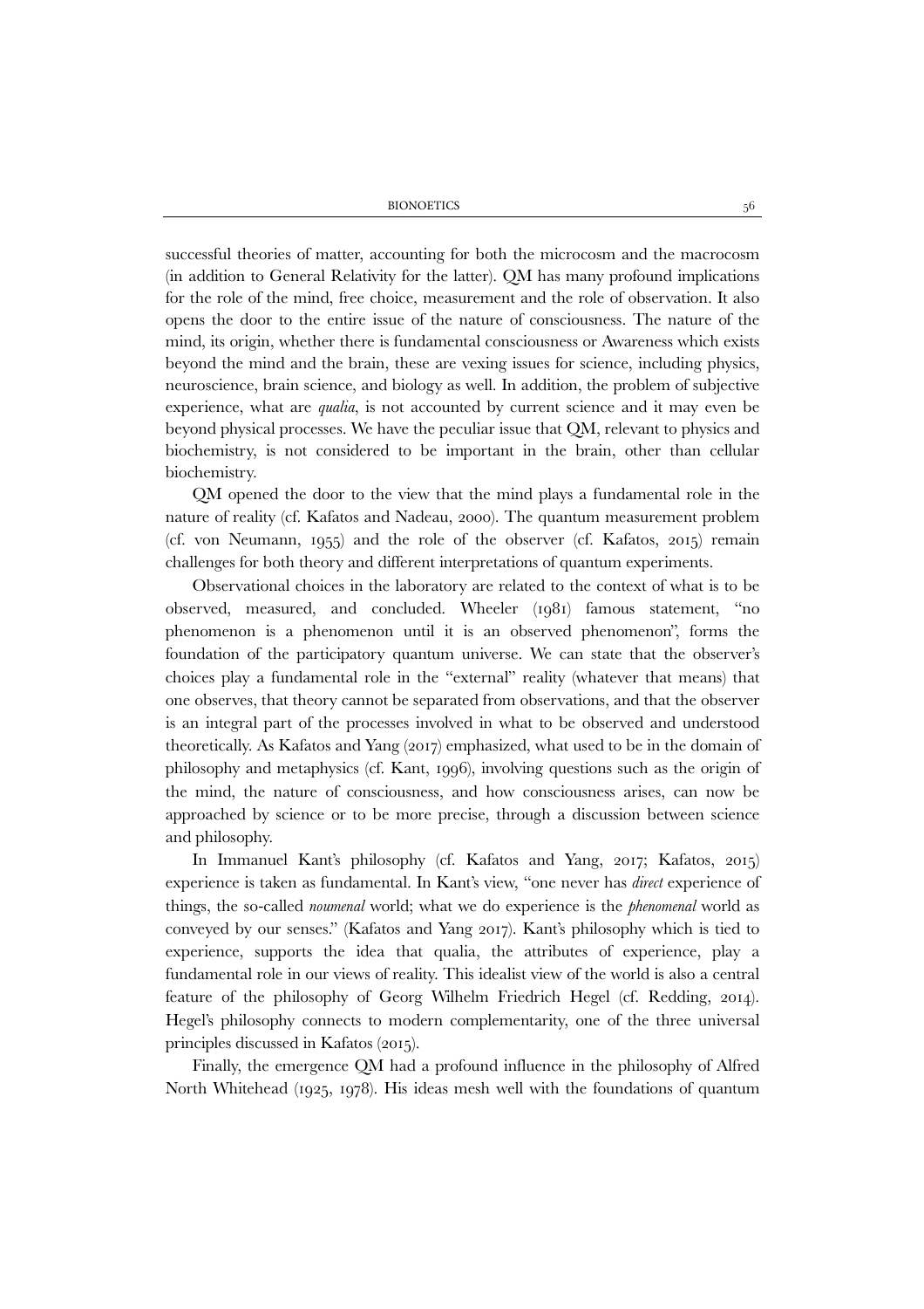successful theories of matter, accounting for both the microcosm and the macrocosm (in addition to General Relativity for the latter). QM has many profound implications for the role of the mind, free choice, measurement and the role of observation. It also opens the door to the entire issue of the nature of consciousness. The nature of the mind, its origin, whether there is fundamental consciousness or Awareness which exists beyond the mind and the brain, these are vexing issues for science, including physics, neuroscience, brain science, and biology as well. In addition, the problem of subjective experience, what are *qualia*, is not accounted by current science and it may even be beyond physical processes. We have the peculiar issue that QM, relevant to physics and biochemistry, is not considered to be important in the brain, other than cellular biochemistry.

QM opened the door to the view that the mind plays a fundamental role in the nature of reality (cf. Kafatos and Nadeau, 2000). The quantum measurement problem (cf. von Neumann, 1955) and the role of the observer (cf. Kafatos, 2015) remain challenges for both theory and different interpretations of quantum experiments.

Observational choices in the laboratory are related to the context of what is to be observed, measured, and concluded. Wheeler (1981) famous statement, "no phenomenon is a phenomenon until it is an observed phenomenon", forms the foundation of the participatory quantum universe. We can state that the observer's choices play a fundamental role in the "external" reality (whatever that means) that one observes, that theory cannot be separated from observations, and that the observer is an integral part of the processes involved in what to be observed and understood theoretically. As Kafatos and Yang (2017) emphasized, what used to be in the domain of philosophy and metaphysics (cf. Kant, 1996), involving questions such as the origin of the mind, the nature of consciousness, and how consciousness arises, can now be approached by science or to be more precise, through a discussion between science and philosophy.

In Immanuel Kant's philosophy (cf. Kafatos and Yang, 2017; Kafatos, 2015) experience is taken as fundamental. In Kant's view, "one never has *direct* experience of things, the so-called *noumenal* world; what we do experience is the *phenomenal* world as conveyed by our senses." (Kafatos and Yang 2017). Kant's philosophy which is tied to experience, supports the idea that qualia, the attributes of experience, play a fundamental role in our views of reality. This idealist view of the world is also a central feature of the philosophy of Georg Wilhelm Friedrich Hegel (cf. Redding, 2014). Hegel's philosophy connects to modern complementarity, one of the three universal principles discussed in Kafatos (2015).

Finally, the emergence QM had a profound influence in the philosophy of Alfred North Whitehead (1925, 1978). His ideas mesh well with the foundations of quantum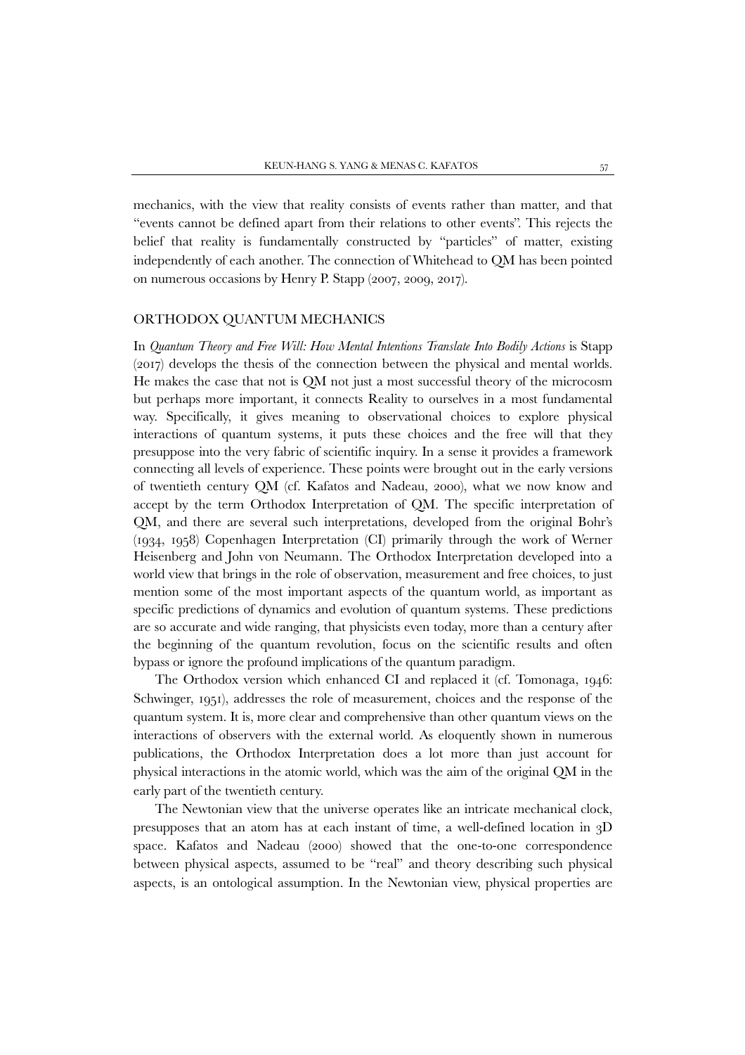mechanics, with the view that reality consists of events rather than matter, and that "events cannot be defined apart from their relations to other events". This rejects the belief that reality is fundamentally constructed by "particles" of matter, existing independently of each another. The connection of Whitehead to QM has been pointed on numerous occasions by Henry P. Stapp (2007, 2009, 2017).

## ORTHODOX QUANTUM MECHANICS

In *Quantum Theory and Free Will: How Mental Intentions Translate Into Bodily Actions* is Stapp (2017) develops the thesis of the connection between the physical and mental worlds. He makes the case that not is QM not just a most successful theory of the microcosm but perhaps more important, it connects Reality to ourselves in a most fundamental way. Specifically, it gives meaning to observational choices to explore physical interactions of quantum systems, it puts these choices and the free will that they presuppose into the very fabric of scientific inquiry. In a sense it provides a framework connecting all levels of experience. These points were brought out in the early versions of twentieth century QM (cf. Kafatos and Nadeau, 2000), what we now know and accept by the term Orthodox Interpretation of QM. The specific interpretation of QM, and there are several such interpretations, developed from the original Bohr's (1934, 1958) Copenhagen Interpretation (CI) primarily through the work of Werner Heisenberg and John von Neumann. The Orthodox Interpretation developed into a world view that brings in the role of observation, measurement and free choices, to just mention some of the most important aspects of the quantum world, as important as specific predictions of dynamics and evolution of quantum systems. These predictions are so accurate and wide ranging, that physicists even today, more than a century after the beginning of the quantum revolution, focus on the scientific results and often bypass or ignore the profound implications of the quantum paradigm.

The Orthodox version which enhanced CI and replaced it (cf. Tomonaga, 1946: Schwinger, 1951), addresses the role of measurement, choices and the response of the quantum system. It is, more clear and comprehensive than other quantum views on the interactions of observers with the external world. As eloquently shown in numerous publications, the Orthodox Interpretation does a lot more than just account for physical interactions in the atomic world, which was the aim of the original QM in the early part of the twentieth century.

The Newtonian view that the universe operates like an intricate mechanical clock, presupposes that an atom has at each instant of time, a well-defined location in 3D space. Kafatos and Nadeau (2000) showed that the one-to-one correspondence between physical aspects, assumed to be "real" and theory describing such physical aspects, is an ontological assumption. In the Newtonian view, physical properties are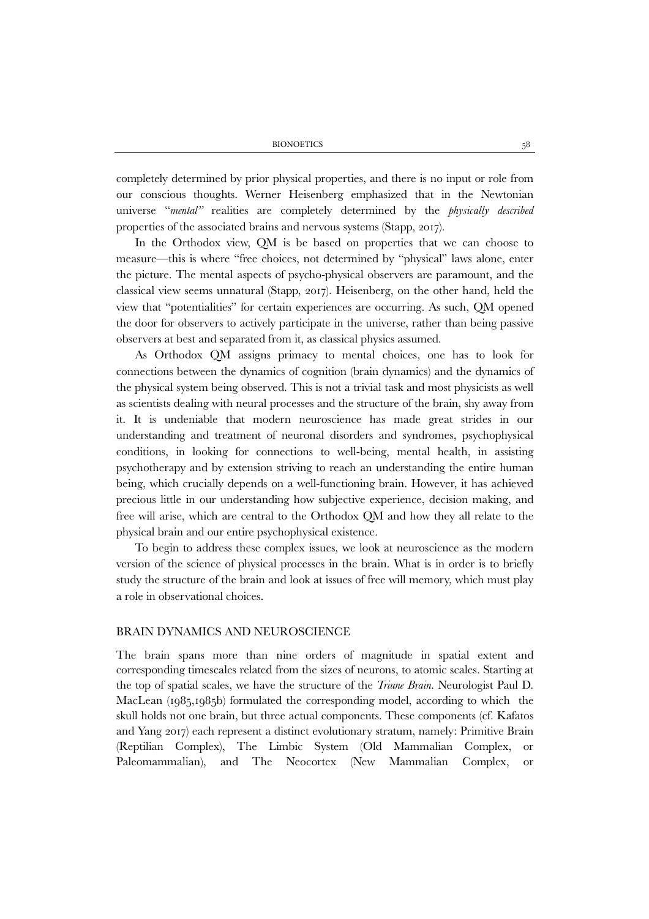completely determined by prior physical properties, and there is no input or role from our conscious thoughts. Werner Heisenberg emphasized that in the Newtonian universe "*mental"* realities are completely determined by the *physically described* properties of the associated brains and nervous systems (Stapp, 2017).

In the Orthodox view, QM is be based on properties that we can choose to measure—this is where "free choices, not determined by "physical" laws alone, enter the picture. The mental aspects of psycho-physical observers are paramount, and the classical view seems unnatural (Stapp, 2017). Heisenberg, on the other hand, held the view that "potentialities" for certain experiences are occurring. As such, QM opened the door for observers to actively participate in the universe, rather than being passive observers at best and separated from it, as classical physics assumed.

As Orthodox QM assigns primacy to mental choices, one has to look for connections between the dynamics of cognition (brain dynamics) and the dynamics of the physical system being observed. This is not a trivial task and most physicists as well as scientists dealing with neural processes and the structure of the brain, shy away from it. It is undeniable that modern neuroscience has made great strides in our understanding and treatment of neuronal disorders and syndromes, psychophysical conditions, in looking for connections to well-being, mental health, in assisting psychotherapy and by extension striving to reach an understanding the entire human being, which crucially depends on a well-functioning brain. However, it has achieved precious little in our understanding how subjective experience, decision making, and free will arise, which are central to the Orthodox QM and how they all relate to the physical brain and our entire psychophysical existence.

To begin to address these complex issues, we look at neuroscience as the modern version of the science of physical processes in the brain. What is in order is to briefly study the structure of the brain and look at issues of free will memory, which must play a role in observational choices.

## BRAIN DYNAMICS AND NEUROSCIENCE

The brain spans more than nine orders of magnitude in spatial extent and corresponding timescales related from the sizes of neurons, to atomic scales. Starting at the top of spatial scales, we have the structure of the *Triune Brain*. Neurologist Paul D. MacLean (1985,1985b) formulated the corresponding model, according to which the skull holds not one brain, but three actual components. These components (cf. Kafatos and Yang 2017) each represent a distinct evolutionary stratum, namely: Primitive Brain (Reptilian Complex), The Limbic System (Old Mammalian Complex, or Paleomammalian), and The Neocortex (New Mammalian Complex, or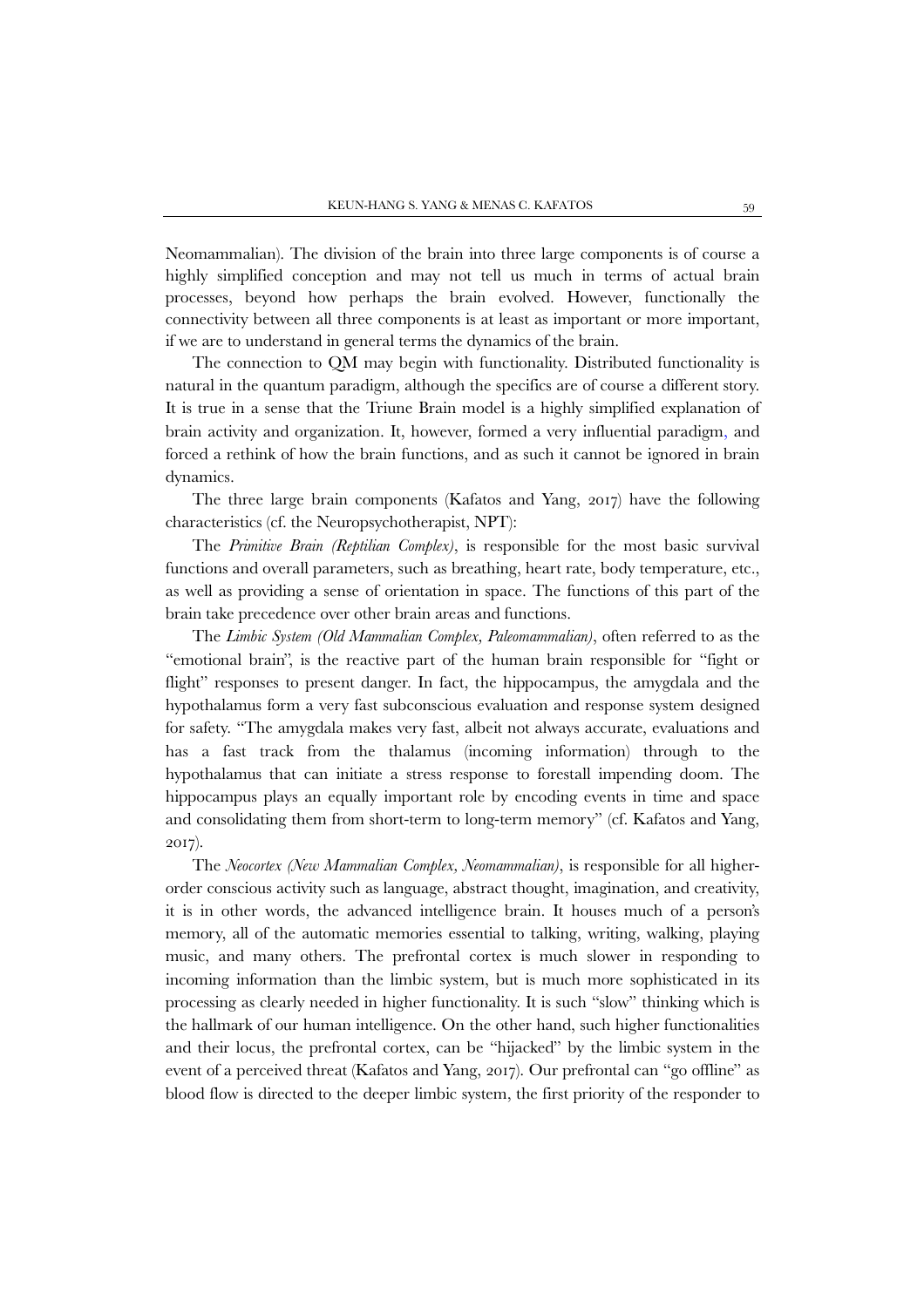Neomammalian). The division of the brain into three large components is of course a highly simplified conception and may not tell us much in terms of actual brain processes, beyond how perhaps the brain evolved. However, functionally the connectivity between all three components is at least as important or more important, if we are to understand in general terms the dynamics of the brain.

The connection to QM may begin with functionality. Distributed functionality is natural in the quantum paradigm, although the specifics are of course a different story. It is true in a sense that the Triune Brain model is a highly simplified explanation of brain activity and organization. It, however, formed a very influential paradigm, and forced a rethink of how the brain functions, and as such it cannot be ignored in brain dynamics.

The three large brain components (Kafatos and Yang, 2017) have the following characteristics (cf. the Neuropsychotherapist, NPT):

The *Primitive Brain (Reptilian Complex)*, is responsible for the most basic survival functions and overall parameters, such as breathing, heart rate, body temperature, etc., as well as providing a sense of orientation in space. The functions of this part of the brain take precedence over other brain areas and functions.

The *Limbic System (Old Mammalian Complex, Paleomammalian)*, often referred to as the "emotional brain", is the reactive part of the human brain responsible for "fight or flight" responses to present danger. In fact, the hippocampus, the amygdala and the hypothalamus form a very fast subconscious evaluation and response system designed for safety. "The amygdala makes very fast, albeit not always accurate, evaluations and has a fast track from the thalamus (incoming information) through to the hypothalamus that can initiate a stress response to forestall impending doom. The hippocampus plays an equally important role by encoding events in time and space and consolidating them from short-term to long-term memory" (cf. Kafatos and Yang, 2017).

The *Neocortex (New Mammalian Complex, Neomammalian)*, is responsible for all higher-order conscious activity such as language, abstract thought, imagination, and creativity, it is in other words, the advanced intelligence brain. It houses much of a person's memory, all of the automatic memories essential to talking, writing, walking, playing music, and many others. The prefrontal cortex is much slower in responding to incoming information than the limbic system, but is much more sophisticated in its processing as clearly needed in higher functionality. It is such "slow" thinking which is the hallmark of our human intelligence. On the other hand, such higher functionalities and their locus, the prefrontal cortex, can be "hijacked" by the limbic system in the event of a perceived threat (Kafatos and Yang, 2017). Our prefrontal can "go offline" as blood flow is directed to the deeper limbic system, the first priority of the responder to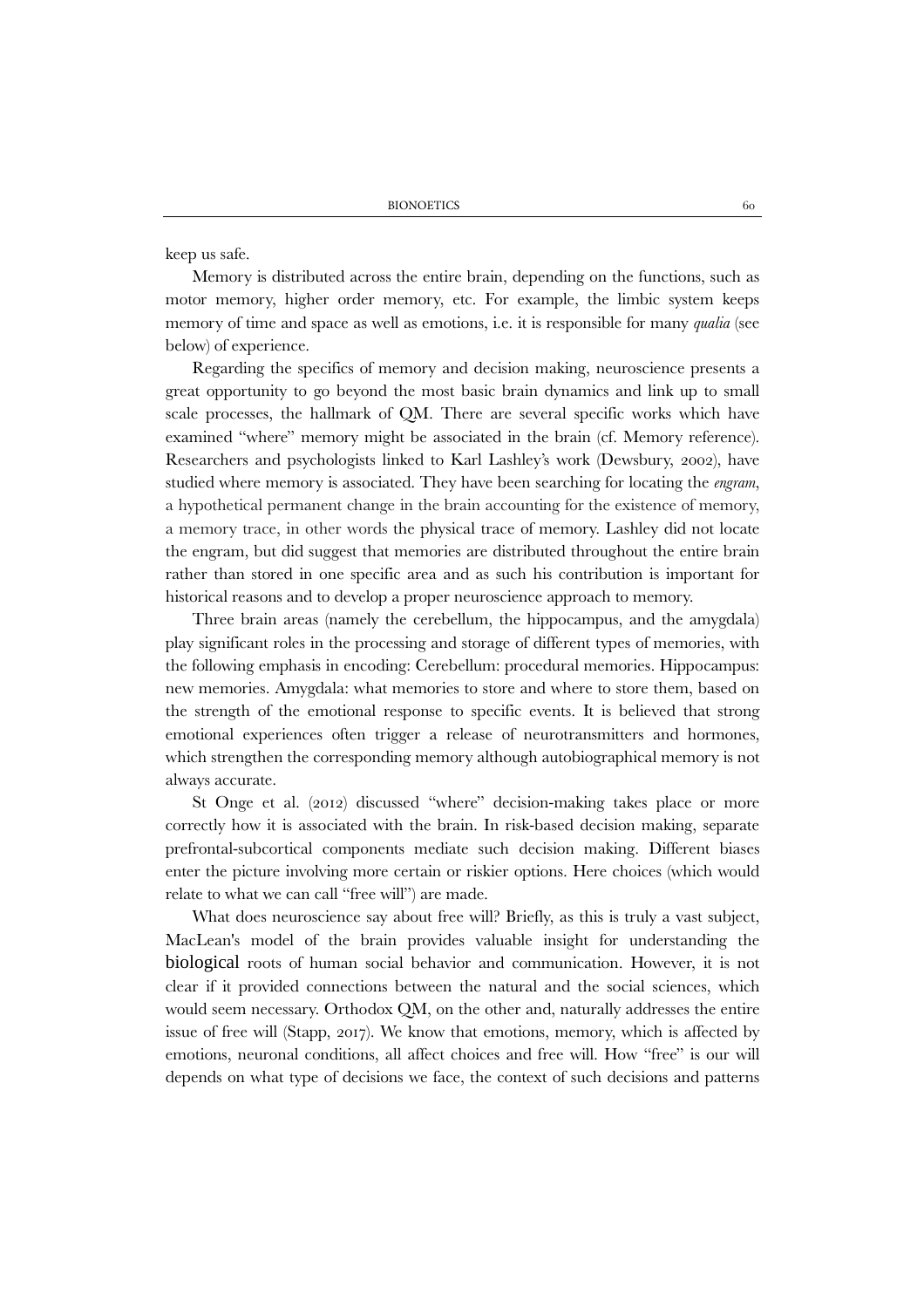keep us safe.

Memory is distributed across the entire brain, depending on the functions, such as motor memory, higher order memory, etc. For example, the limbic system keeps memory of time and space as well as emotions, i.e. it is responsible for many *qualia* (see below) of experience.

Regarding the specifics of memory and decision making, neuroscience presents a great opportunity to go beyond the most basic brain dynamics and link up to small scale processes, the hallmark of QM. There are several specific works which have examined "where" memory might be associated in the brain (cf. Memory reference). Researchers and psychologists linked to Karl Lashley's work (Dewsbury, 2002), have studied where memory is associated. They have been searching for locating the *engram*, a hypothetical permanent change in the brain accounting for the existence of memory, a memory trace, in other words the physical trace of memory. Lashley did not locate the engram, but did suggest that memories are distributed throughout the entire brain rather than stored in one specific area and as such his contribution is important for historical reasons and to develop a proper neuroscience approach to memory.

Three brain areas (namely the cerebellum, the hippocampus, and the amygdala) play significant roles in the processing and storage of different types of memories, with the following emphasis in encoding: Cerebellum: procedural memories. Hippocampus: new memories. Amygdala: what memories to store and where to store them, based on the strength of the emotional response to specific events. It is believed that strong emotional experiences often trigger a release of neurotransmitters and hormones, which strengthen the corresponding memory although autobiographical memory is not always accurate.

St Onge et al. (2012) discussed "where" decision-making takes place or more correctly how it is associated with the brain. In risk-based decision making, separate prefrontal-subcortical components mediate such decision making. Different biases enter the picture involving more certain or riskier options. Here choices (which would relate to what we can call "free will") are made.

What does neuroscience say about free will? Briefly, as this is truly a vast subject, MacLean's model of the brain provides valuable insight for understanding the biological roots of human social behavior and communication. However, it is not clear if it provided connections between the natural and the social sciences, which would seem necessary. Orthodox QM, on the other and, naturally addresses the entire issue of free will (Stapp, 2017). We know that emotions, memory, which is affected by emotions, neuronal conditions, all affect choices and free will. How "free" is our will depends on what type of decisions we face, the context of such decisions and patterns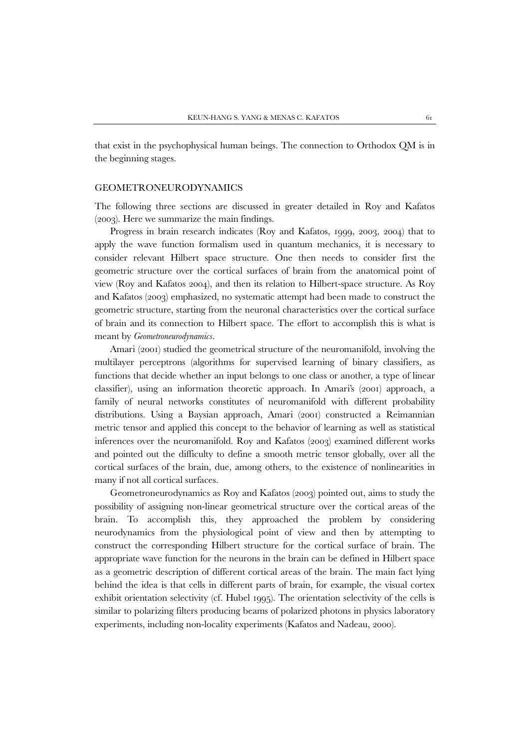that exist in the psychophysical human beings. The connection to Orthodox QM is in the beginning stages.

## GEOMETRONEURODYNAMICS

The following three sections are discussed in greater detailed in Roy and Kafatos (2003). Here we summarize the main findings.

Progress in brain research indicates (Roy and Kafatos, 1999, 2003, 2004) that to apply the wave function formalism used in quantum mechanics, it is necessary to consider relevant Hilbert space structure. One then needs to consider first the geometric structure over the cortical surfaces of brain from the anatomical point of view (Roy and Kafatos 2004), and then its relation to Hilbert-space structure. As Roy and Kafatos (2003) emphasized, no systematic attempt had been made to construct the geometric structure, starting from the neuronal characteristics over the cortical surface of brain and its connection to Hilbert space. The effort to accomplish this is what is meant by *Geometroneurodynamics*.

Amari (2001) studied the geometrical structure of the neuromanifold, involving the multilayer perceptrons (algorithms for supervised learning of binary classifiers, as functions that decide whether an input belongs to one class or another, a type of linear classifier), using an information theoretic approach. In Amari's (2001) approach, a family of neural networks constitutes of neuromanifold with different probability distributions. Using a Baysian approach, Amari (2001) constructed a Reimannian metric tensor and applied this concept to the behavior of learning as well as statistical inferences over the neuromanifold. Roy and Kafatos (2003) examined different works and pointed out the difficulty to define a smooth metric tensor globally, over all the cortical surfaces of the brain, due, among others, to the existence of nonlinearities in many if not all cortical surfaces.

Geometroneurodynamics as Roy and Kafatos (2003) pointed out, aims to study the possibility of assigning non-linear geometrical structure over the cortical areas of the brain. To accomplish this, they approached the problem by considering neurodynamics from the physiological point of view and then by attempting to construct the corresponding Hilbert structure for the cortical surface of brain. The appropriate wave function for the neurons in the brain can be defined in Hilbert space as a geometric description of different cortical areas of the brain. The main fact lying behind the idea is that cells in different parts of brain, for example, the visual cortex exhibit orientation selectivity (cf. Hubel 1995). The orientation selectivity of the cells is similar to polarizing filters producing beams of polarized photons in physics laboratory experiments, including non-locality experiments (Kafatos and Nadeau, 2000).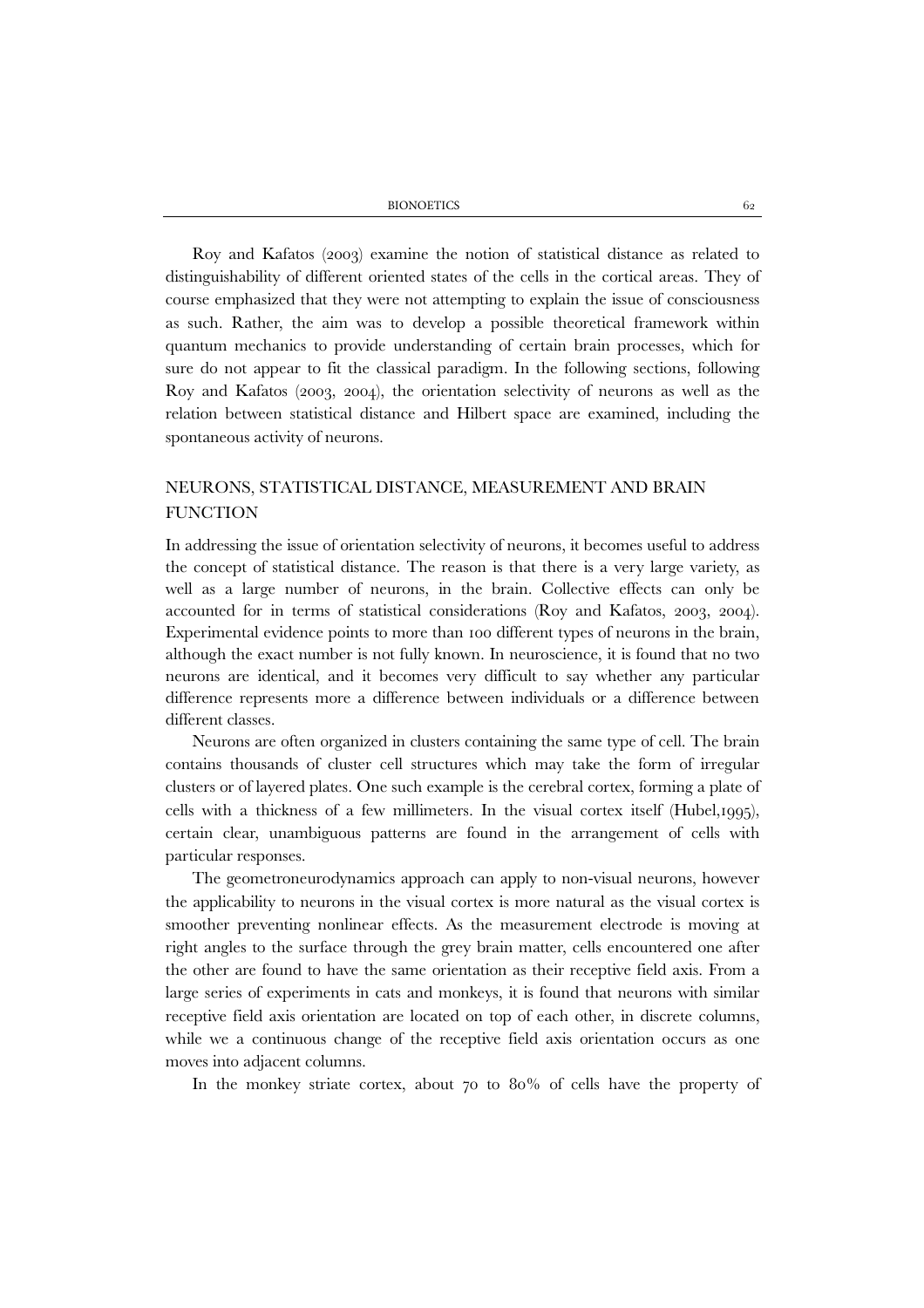Roy and Kafatos (2003) examine the notion of statistical distance as related to distinguishability of different oriented states of the cells in the cortical areas. They of course emphasized that they were not attempting to explain the issue of consciousness as such. Rather, the aim was to develop a possible theoretical framework within quantum mechanics to provide understanding of certain brain processes, which for sure do not appear to fit the classical paradigm. In the following sections, following Roy and Kafatos (2003, 2004), the orientation selectivity of neurons as well as the relation between statistical distance and Hilbert space are examined, including the spontaneous activity of neurons.

## NEURONS, STATISTICAL DISTANCE, MEASUREMENT AND BRAIN FUNCTION

In addressing the issue of orientation selectivity of neurons, it becomes useful to address the concept of statistical distance. The reason is that there is a very large variety, as well as a large number of neurons, in the brain. Collective effects can only be accounted for in terms of statistical considerations (Roy and Kafatos, 2003, 2004). Experimental evidence points to more than 100 different types of neurons in the brain, although the exact number is not fully known. In neuroscience, it is found that no two neurons are identical, and it becomes very difficult to say whether any particular difference represents more a difference between individuals or a difference between different classes.

Neurons are often organized in clusters containing the same type of cell. The brain contains thousands of cluster cell structures which may take the form of irregular clusters or of layered plates. One such example is the cerebral cortex, forming a plate of cells with a thickness of a few millimeters. In the visual cortex itself (Hubel,1995), certain clear, unambiguous patterns are found in the arrangement of cells with particular responses.

The geometroneurodynamics approach can apply to non-visual neurons, however the applicability to neurons in the visual cortex is more natural as the visual cortex is smoother preventing nonlinear effects. As the measurement electrode is moving at right angles to the surface through the grey brain matter, cells encountered one after the other are found to have the same orientation as their receptive field axis. From a large series of experiments in cats and monkeys, it is found that neurons with similar receptive field axis orientation are located on top of each other, in discrete columns, while we a continuous change of the receptive field axis orientation occurs as one moves into adjacent columns.

In the monkey striate cortex, about 70 to 80% of cells have the property of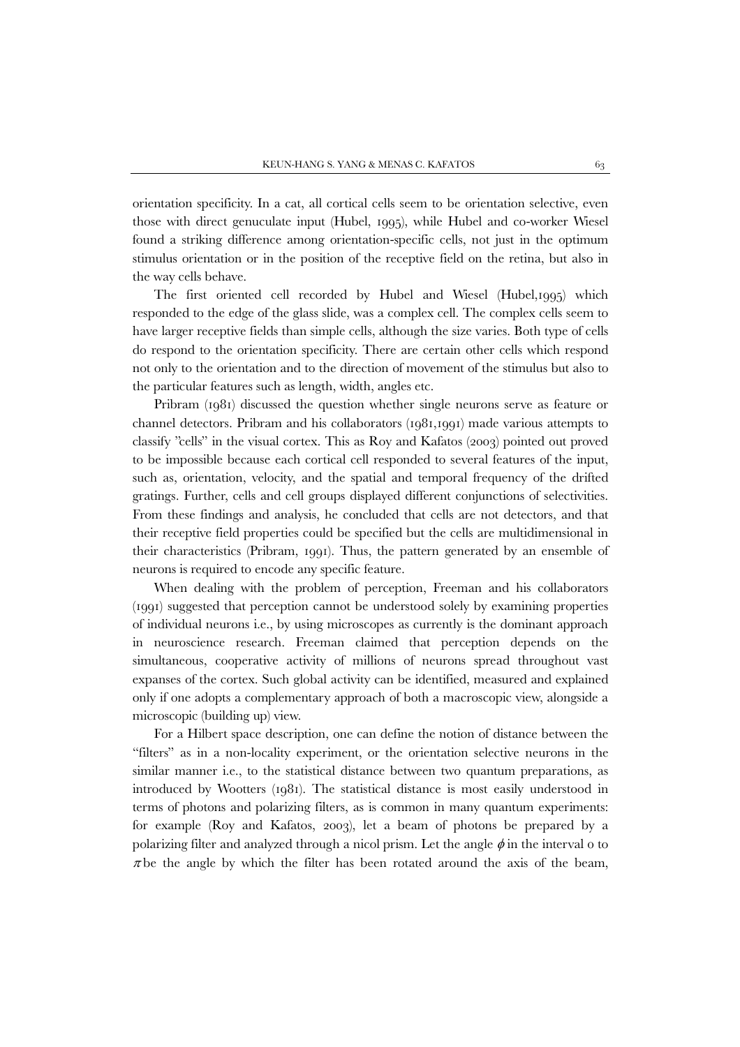orientation specificity. In a cat, all cortical cells seem to be orientation selective, even those with direct genuculate input (Hubel, 1995), while Hubel and co-worker Wiesel found a striking difference among orientation-specific cells, not just in the optimum stimulus orientation or in the position of the receptive field on the retina, but also in the way cells behave.

The first oriented cell recorded by Hubel and Wiesel (Hubel,1995) which responded to the edge of the glass slide, was a complex cell. The complex cells seem to have larger receptive fields than simple cells, although the size varies. Both type of cells do respond to the orientation specificity. There are certain other cells which respond not only to the orientation and to the direction of movement of the stimulus but also to the particular features such as length, width, angles etc.

Pribram (1981) discussed the question whether single neurons serve as feature or channel detectors. Pribram and his collaborators (1981,1991) made various attempts to classify "cells" in the visual cortex. This as Roy and Kafatos (2003) pointed out proved to be impossible because each cortical cell responded to several features of the input, such as, orientation, velocity, and the spatial and temporal frequency of the drifted gratings. Further, cells and cell groups displayed different conjunctions of selectivities. From these findings and analysis, he concluded that cells are not detectors, and that their receptive field properties could be specified but the cells are multidimensional in their characteristics (Pribram, 1991). Thus, the pattern generated by an ensemble of neurons is required to encode any specific feature.

When dealing with the problem of perception, Freeman and his collaborators (1991) suggested that perception cannot be understood solely by examining properties of individual neurons i.e., by using microscopes as currently is the dominant approach in neuroscience research. Freeman claimed that perception depends on the simultaneous, cooperative activity of millions of neurons spread throughout vast expanses of the cortex. Such global activity can be identified, measured and explained only if one adopts a complementary approach of both a macroscopic view, alongside a microscopic (building up) view.

For a Hilbert space description, one can define the notion of distance between the "filters" as in a non-locality experiment, or the orientation selective neurons in the similar manner i.e., to the statistical distance between two quantum preparations, as introduced by Wootters (1981). The statistical distance is most easily understood in terms of photons and polarizing filters, as is common in many quantum experiments: for example (Roy and Kafatos, 2003), let a beam of photons be prepared by a polarizing filter and analyzed through a nicol prism. Let the angle $\phi$ in the interval 0 to $\pi$ be the angle by which the filter has been rotated around the axis of the beam,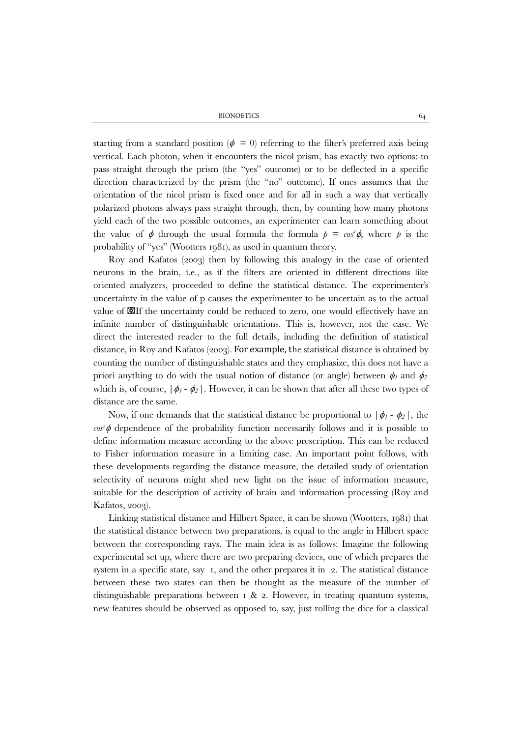starting from a standard position ($\phi = 0$) referring to the filter's preferred axis being vertical. Each photon, when it encounters the nicol prism, has exactly two options: to pass straight through the prism (the "yes" outcome) or to be deflected in a specific direction characterized by the prism (the "no" outcome). If ones assumes that the orientation of the nicol prism is fixed once and for all in such a way that vertically polarized photons always pass straight through, then, by counting how many photons yield each of the two possible outcomes, an experimenter can learn something about the value of $\phi$ through the usual formula the formula $p = cos^2\phi$, where $p$ is the probability of "yes" (Wootters 1981), as used in quantum theory.

Roy and Kafatos (2003) then by following this analogy in the case of oriented neurons in the brain, i.e., as if the filters are oriented in different directions like oriented analyzers, proceeded to define the statistical distance. The experimenter's uncertainty in the value of p causes the experimenter to be uncertain as to the actual value of If the uncertainty could be reduced to zero, one would effectively have an infinite number of distinguishable orientations. This is, however, not the case. We direct the interested reader to the full details, including the definition of statistical distance, in Roy and Kafatos (2003). For example, the statistical distance is obtained by counting the number of distinguishable states and they emphasize, this does not have a priori anything to do with the usual notion of distance (or angle) between $\phi_1$ and $\phi_2$ which is, of course, $|\phi_1 - \phi_2|$. However, it can be shown that after all these two types of distance are the same.

Now, if one demands that the statistical distance be proportional to $|\phi_1 - \phi_2|$, the $cos^2\phi$ dependence of the probability function necessarily follows and it is possible to define information measure according to the above prescription. This can be reduced to Fisher information measure in a limiting case. An important point follows, with these developments regarding the distance measure, the detailed study of orientation selectivity of neurons might shed new light on the issue of information measure, suitable for the description of activity of brain and information processing (Roy and Kafatos, 2003).

Linking statistical distance and Hilbert Space, it can be shown (Wootters, 1981) that the statistical distance between two preparations, is equal to the angle in Hilbert space between the corresponding rays. The main idea is as follows: Imagine the following experimental set up, where there are two preparing devices, one of which prepares the system in a specific state, say 1, and the other prepares it in 2. The statistical distance between these two states can then be thought as the measure of the number of distinguishable preparations between 1 & 2. However, in treating quantum systems, new features should be observed as opposed to, say, just rolling the dice for a classical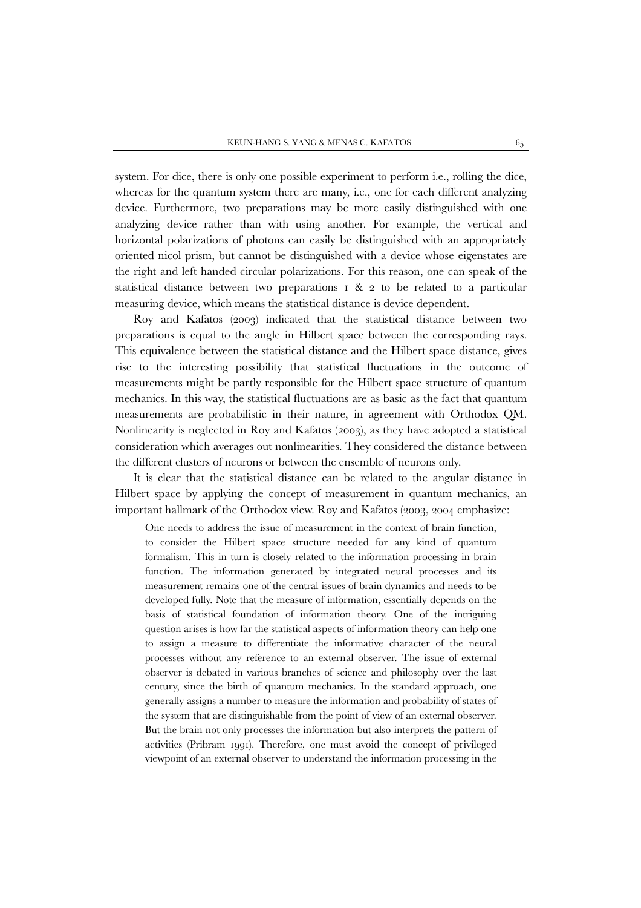system. For dice, there is only one possible experiment to perform i.e., rolling the dice, whereas for the quantum system there are many, i.e., one for each different analyzing device. Furthermore, two preparations may be more easily distinguished with one analyzing device rather than with using another. For example, the vertical and horizontal polarizations of photons can easily be distinguished with an appropriately oriented nicol prism, but cannot be distinguished with a device whose eigenstates are the right and left handed circular polarizations. For this reason, one can speak of the statistical distance between two preparations 1 & 2 to be related to a particular measuring device, which means the statistical distance is device dependent.

Roy and Kafatos (2003) indicated that the statistical distance between two preparations is equal to the angle in Hilbert space between the corresponding rays. This equivalence between the statistical distance and the Hilbert space distance, gives rise to the interesting possibility that statistical fluctuations in the outcome of measurements might be partly responsible for the Hilbert space structure of quantum mechanics. In this way, the statistical fluctuations are as basic as the fact that quantum measurements are probabilistic in their nature, in agreement with Orthodox QM. Nonlinearity is neglected in Roy and Kafatos (2003), as they have adopted a statistical consideration which averages out nonlinearities. They considered the distance between the different clusters of neurons or between the ensemble of neurons only.

It is clear that the statistical distance can be related to the angular distance in Hilbert space by applying the concept of measurement in quantum mechanics, an important hallmark of the Orthodox view. Roy and Kafatos (2003, 2004 emphasize:

> One needs to address the issue of measurement in the context of brain function, to consider the Hilbert space structure needed for any kind of quantum formalism. This in turn is closely related to the information processing in brain function. The information generated by integrated neural processes and its measurement remains one of the central issues of brain dynamics and needs to be developed fully. Note that the measure of information, essentially depends on the basis of statistical foundation of information theory. One of the intriguing question arises is how far the statistical aspects of information theory can help one to assign a measure to differentiate the informative character of the neural processes without any reference to an external observer. The issue of external observer is debated in various branches of science and philosophy over the last century, since the birth of quantum mechanics. In the standard approach, one generally assigns a number to measure the information and probability of states of the system that are distinguishable from the point of view of an external observer. But the brain not only processes the information but also interprets the pattern of activities (Pribram 1991). Therefore, one must avoid the concept of privileged viewpoint of an external observer to understand the information processing in the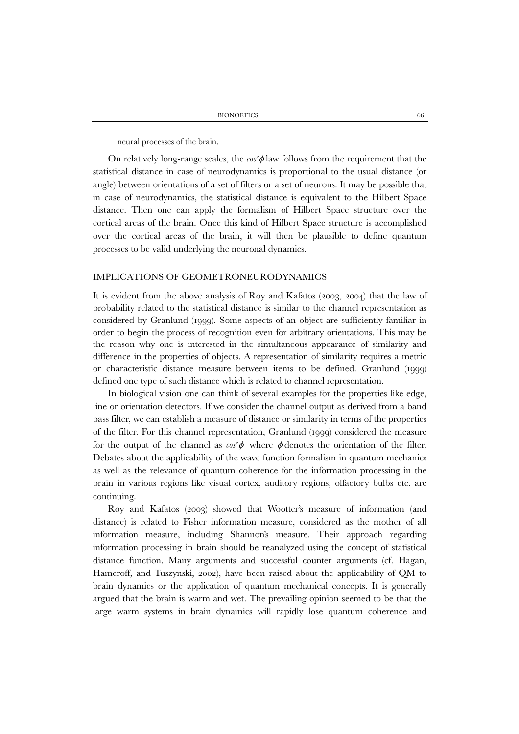neural processes of the brain.

On relatively long-range scales, the $cos^2\phi$ law follows from the requirement that the statistical distance in case of neurodynamics is proportional to the usual distance (or angle) between orientations of a set of filters or a set of neurons. It may be possible that in case of neurodynamics, the statistical distance is equivalent to the Hilbert Space distance. Then one can apply the formalism of Hilbert Space structure over the cortical areas of the brain. Once this kind of Hilbert Space structure is accomplished over the cortical areas of the brain, it will then be plausible to define quantum processes to be valid underlying the neuronal dynamics.

## IMPLICATIONS OF GEOMETRONEURODYNAMICS

It is evident from the above analysis of Roy and Kafatos (2003, 2004) that the law of probability related to the statistical distance is similar to the channel representation as considered by Granlund (1999). Some aspects of an object are sufficiently familiar in order to begin the process of recognition even for arbitrary orientations. This may be the reason why one is interested in the simultaneous appearance of similarity and difference in the properties of objects. A representation of similarity requires a metric or characteristic distance measure between items to be defined. Granlund (1999) defined one type of such distance which is related to channel representation.

In biological vision one can think of several examples for the properties like edge, line or orientation detectors. If we consider the channel output as derived from a band pass filter, we can establish a measure of distance or similarity in terms of the properties of the filter. For this channel representation, Granlund (1999) considered the measure for the output of the channel as $cos^2\phi$ where $\phi$ denotes the orientation of the filter. Debates about the applicability of the wave function formalism in quantum mechanics as well as the relevance of quantum coherence for the information processing in the brain in various regions like visual cortex, auditory regions, olfactory bulbs etc. are continuing.

Roy and Kafatos (2003) showed that Wootter's measure of information (and distance) is related to Fisher information measure, considered as the mother of all information measure, including Shannon's measure. Their approach regarding information processing in brain should be reanalyzed using the concept of statistical distance function. Many arguments and successful counter arguments (cf. Hagan, Hameroff, and Tuszynski, 2002), have been raised about the applicability of QM to brain dynamics or the application of quantum mechanical concepts. It is generally argued that the brain is warm and wet. The prevailing opinion seemed to be that the large warm systems in brain dynamics will rapidly lose quantum coherence and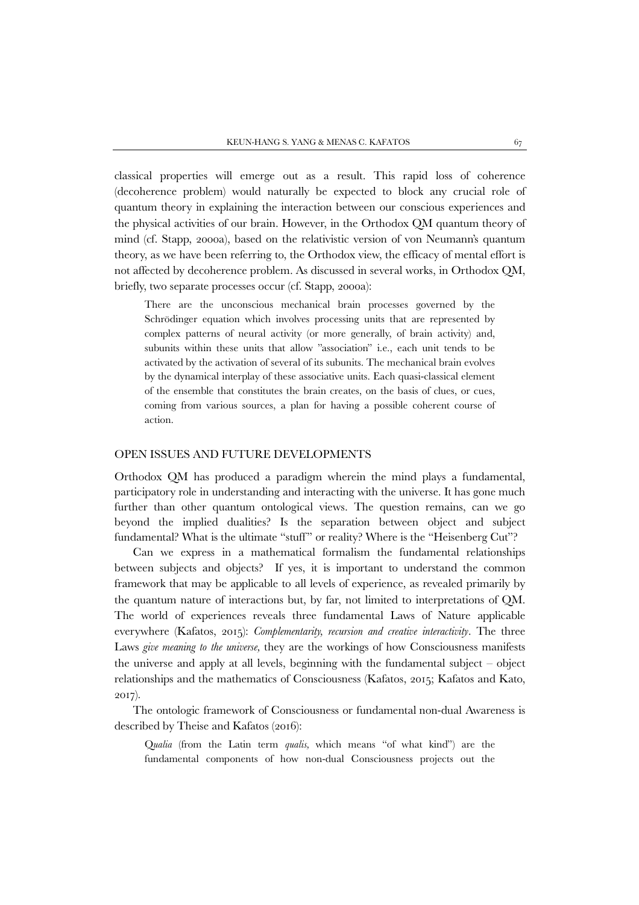classical properties will emerge out as a result. This rapid loss of coherence (decoherence problem) would naturally be expected to block any crucial role of quantum theory in explaining the interaction between our conscious experiences and the physical activities of our brain. However, in the Orthodox QM quantum theory of mind (cf. Stapp, 2000a), based on the relativistic version of von Neumann's quantum theory, as we have been referring to, the Orthodox view, the efficacy of mental effort is not affected by decoherence problem. As discussed in several works, in Orthodox QM, briefly, two separate processes occur (cf. Stapp, 2000a):

> There are the unconscious mechanical brain processes governed by the Schrödinger equation which involves processing units that are represented by complex patterns of neural activity (or more generally, of brain activity) and, subunits within these units that allow "association" i.e., each unit tends to be activated by the activation of several of its subunits. The mechanical brain evolves by the dynamical interplay of these associative units. Each quasi-classical element of the ensemble that constitutes the brain creates, on the basis of clues, or cues, coming from various sources, a plan for having a possible coherent course of action.

## OPEN ISSUES AND FUTURE DEVELOPMENTS

Orthodox QM has produced a paradigm wherein the mind plays a fundamental, participatory role in understanding and interacting with the universe. It has gone much further than other quantum ontological views. The question remains, can we go beyond the implied dualities? Is the separation between object and subject fundamental? What is the ultimate "stuff" or reality? Where is the "Heisenberg Cut"?

Can we express in a mathematical formalism the fundamental relationships between subjects and objects? If yes, it is important to understand the common framework that may be applicable to all levels of experience, as revealed primarily by the quantum nature of interactions but, by far, not limited to interpretations of QM. The world of experiences reveals three fundamental Laws of Nature applicable everywhere (Kafatos, 2015): *Complementarity, recursion and creative interactivity*. The three Laws *give meaning to the universe,* they are the workings of how Consciousness manifests the universe and apply at all levels, beginning with the fundamental subject – object relationships and the mathematics of Consciousness (Kafatos, 2015; Kafatos and Kato, 2017).

The ontologic framework of Consciousness or fundamental non-dual Awareness is described by Theise and Kafatos (2016):

> Q*ualia* (from the Latin term *qualis*, which means "of what kind") are the fundamental components of how non-dual Consciousness projects out the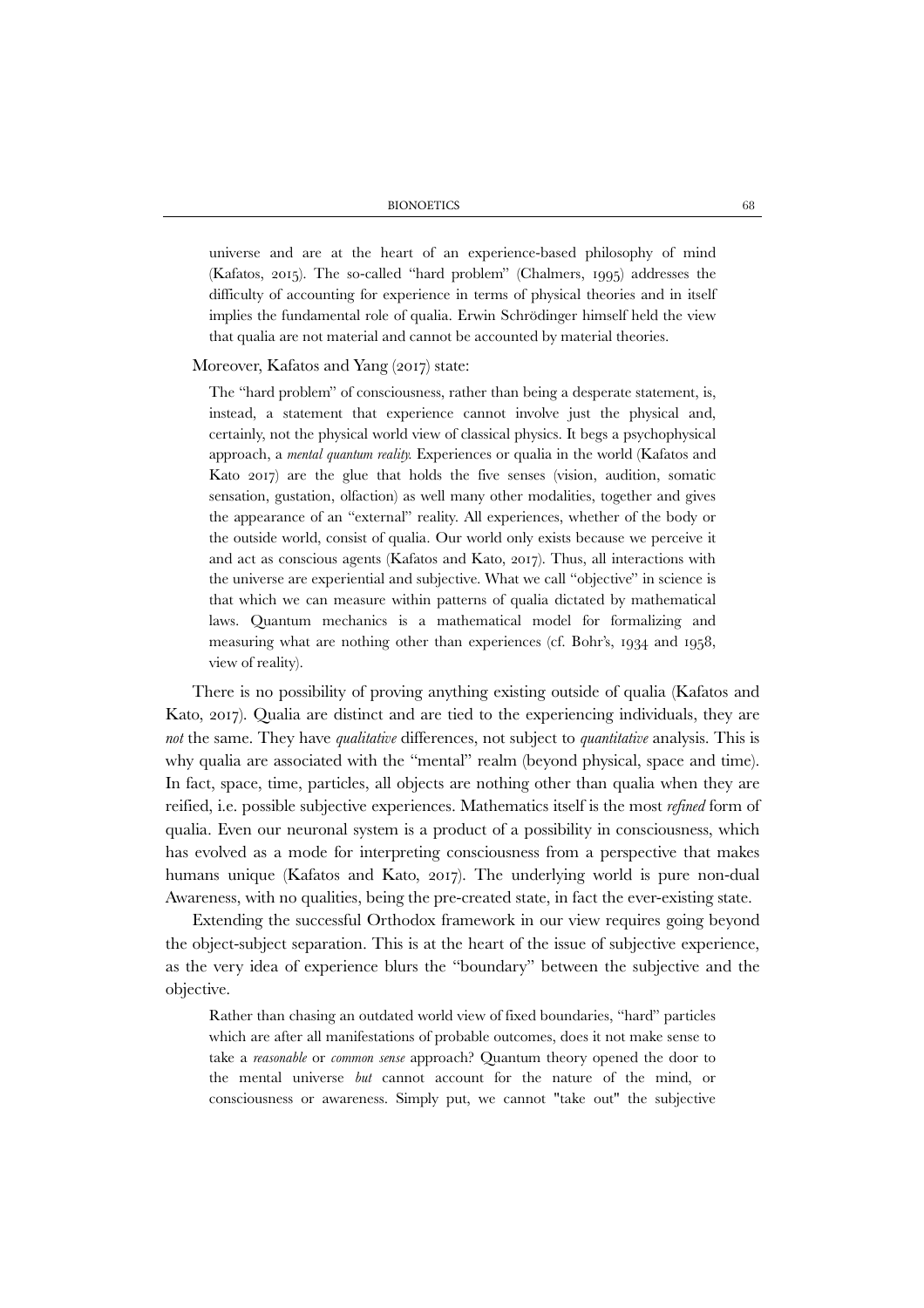universe and are at the heart of an experience-based philosophy of mind (Kafatos, 2015). The so-called "hard problem" (Chalmers, 1995) addresses the difficulty of accounting for experience in terms of physical theories and in itself implies the fundamental role of qualia. Erwin Schrödinger himself held the view that qualia are not material and cannot be accounted by material theories.

Moreover, Kafatos and Yang (2017) state:

> The "hard problem" of consciousness, rather than being a desperate statement, is, instead, a statement that experience cannot involve just the physical and, certainly, not the physical world view of classical physics. It begs a psychophysical approach, a *mental quantum reality*. Experiences or qualia in the world (Kafatos and Kato 2017) are the glue that holds the five senses (vision, audition, somatic sensation, gustation, olfaction) as well many other modalities, together and gives the appearance of an "external" reality. All experiences, whether of the body or the outside world, consist of qualia. Our world only exists because we perceive it and act as conscious agents (Kafatos and Kato, 2017). Thus, all interactions with the universe are experiential and subjective. What we call "objective" in science is that which we can measure within patterns of qualia dictated by mathematical laws. Quantum mechanics is a mathematical model for formalizing and measuring what are nothing other than experiences (cf. Bohr's, 1934 and 1958, view of reality).

There is no possibility of proving anything existing outside of qualia (Kafatos and Kato, 2017). Qualia are distinct and are tied to the experiencing individuals, they are *not* the same. They have *qualitative* differences, not subject to *quantitative* analysis. This is why qualia are associated with the "mental" realm (beyond physical, space and time). In fact, space, time, particles, all objects are nothing other than qualia when they are reified, i.e. possible subjective experiences. Mathematics itself is the most *refined* form of qualia. Even our neuronal system is a product of a possibility in consciousness, which has evolved as a mode for interpreting consciousness from a perspective that makes humans unique (Kafatos and Kato, 2017). The underlying world is pure non-dual Awareness, with no qualities, being the pre-created state, in fact the ever-existing state.

Extending the successful Orthodox framework in our view requires going beyond the object-subject separation. This is at the heart of the issue of subjective experience, as the very idea of experience blurs the "boundary" between the subjective and the objective.

> Rather than chasing an outdated world view of fixed boundaries, "hard" particles which are after all manifestations of probable outcomes, does it not make sense to take a *reasonable* or *common sense* approach? Quantum theory opened the door to the mental universe *but* cannot account for the nature of the mind, or consciousness or awareness. Simply put, we cannot "take out" the subjective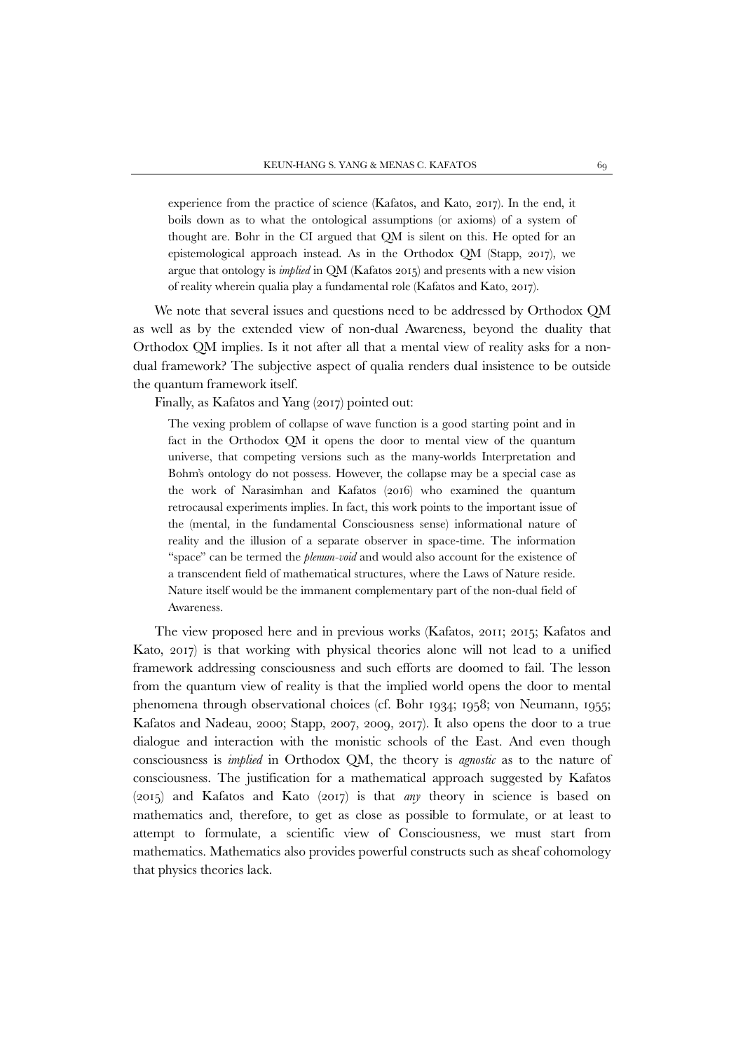> experience from the practice of science (Kafatos, and Kato, 2017). In the end, it boils down as to what the ontological assumptions (or axioms) of a system of thought are. Bohr in the CI argued that QM is silent on this. He opted for an epistemological approach instead. As in the Orthodox QM (Stapp, 2017), we argue that ontology is *implied* in QM (Kafatos 2015) and presents with a new vision of reality wherein qualia play a fundamental role (Kafatos and Kato, 2017).

We note that several issues and questions need to be addressed by Orthodox QM as well as by the extended view of non-dual Awareness, beyond the duality that Orthodox QM implies. Is it not after all that a mental view of reality asks for a non-dual framework? The subjective aspect of qualia renders dual insistence to be outside the quantum framework itself.

Finally, as Kafatos and Yang (2017) pointed out:

> The vexing problem of collapse of wave function is a good starting point and in fact in the Orthodox QM it opens the door to mental view of the quantum universe, that competing versions such as the many-worlds Interpretation and Bohm's ontology do not possess. However, the collapse may be a special case as the work of Narasimhan and Kafatos (2016) who examined the quantum retrocausal experiments implies. In fact, this work points to the important issue of the (mental, in the fundamental Consciousness sense) informational nature of reality and the illusion of a separate observer in space-time. The information "space" can be termed the *plenum-void* and would also account for the existence of a transcendent field of mathematical structures, where the Laws of Nature reside. Nature itself would be the immanent complementary part of the non-dual field of Awareness.

The view proposed here and in previous works (Kafatos, 2011; 2015; Kafatos and Kato, 2017) is that working with physical theories alone will not lead to a unified framework addressing consciousness and such efforts are doomed to fail. The lesson from the quantum view of reality is that the implied world opens the door to mental phenomena through observational choices (cf. Bohr 1934; 1958; von Neumann, 1955; Kafatos and Nadeau, 2000; Stapp, 2007, 2009, 2017). It also opens the door to a true dialogue and interaction with the monistic schools of the East. And even though consciousness is *implied* in Orthodox QM, the theory is *agnostic* as to the nature of consciousness. The justification for a mathematical approach suggested by Kafatos (2015) and Kafatos and Kato (2017) is that *any* theory in science is based on mathematics and, therefore, to get as close as possible to formulate, or at least to attempt to formulate, a scientific view of Consciousness, we must start from mathematics. Mathematics also provides powerful constructs such as sheaf cohomology that physics theories lack.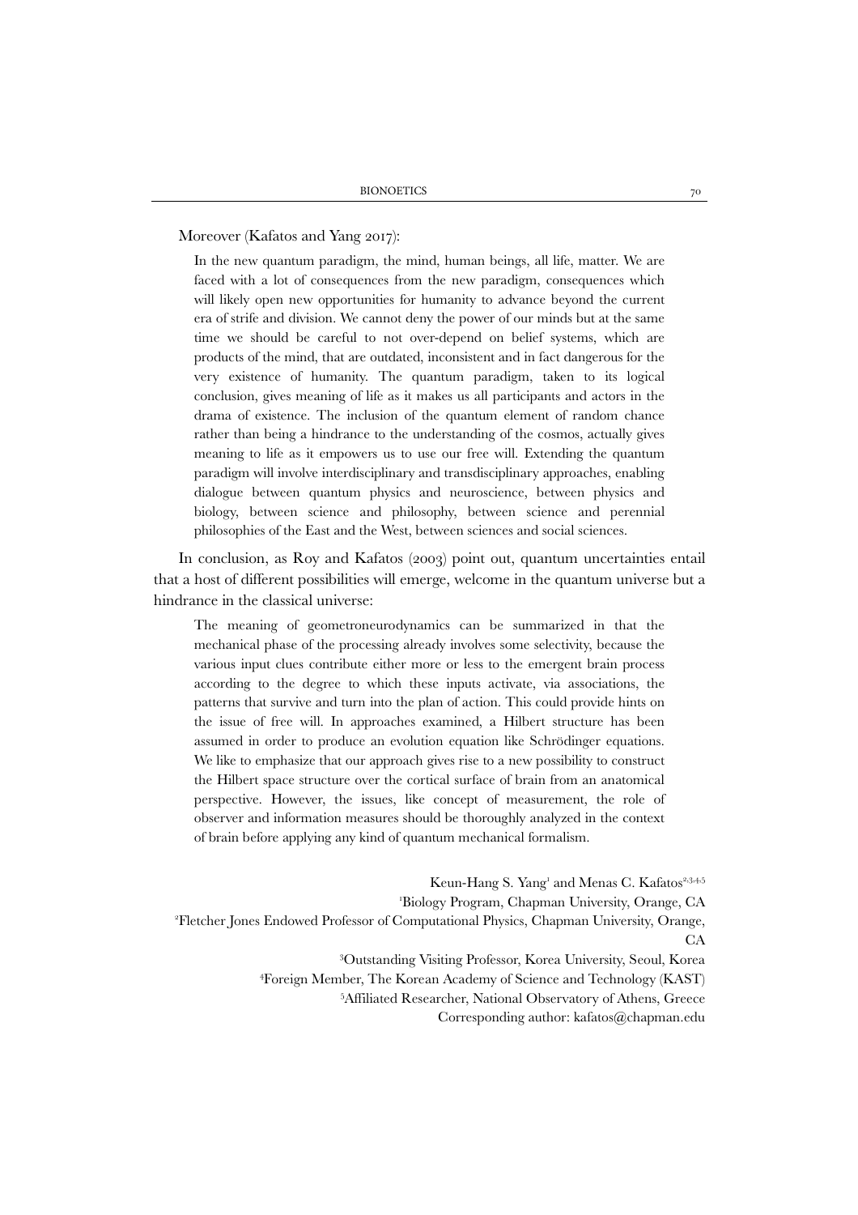Moreover (Kafatos and Yang 2017):

> In the new quantum paradigm, the mind, human beings, all life, matter. We are faced with a lot of consequences from the new paradigm, consequences which will likely open new opportunities for humanity to advance beyond the current era of strife and division. We cannot deny the power of our minds but at the same time we should be careful to not over-depend on belief systems, which are products of the mind, that are outdated, inconsistent and in fact dangerous for the very existence of humanity. The quantum paradigm, taken to its logical conclusion, gives meaning of life as it makes us all participants and actors in the drama of existence. The inclusion of the quantum element of random chance rather than being a hindrance to the understanding of the cosmos, actually gives meaning to life as it empowers us to use our free will. Extending the quantum paradigm will involve interdisciplinary and transdisciplinary approaches, enabling dialogue between quantum physics and neuroscience, between physics and biology, between science and philosophy, between science and perennial philosophies of the East and the West, between sciences and social sciences.

In conclusion, as Roy and Kafatos (2003) point out, quantum uncertainties entail that a host of different possibilities will emerge, welcome in the quantum universe but a hindrance in the classical universe:

> The meaning of geometroneurodynamics can be summarized in that the mechanical phase of the processing already involves some selectivity, because the various input clues contribute either more or less to the emergent brain process according to the degree to which these inputs activate, via associations, the patterns that survive and turn into the plan of action. This could provide hints on the issue of free will. In approaches examined, a Hilbert structure has been assumed in order to produce an evolution equation like Schrödinger equations. We like to emphasize that our approach gives rise to a new possibility to construct the Hilbert space structure over the cortical surface of brain from an anatomical perspective. However, the issues, like concept of measurement, the role of observer and information measures should be thoroughly analyzed in the context of brain before applying any kind of quantum mechanical formalism.

Keun-Hang S. Yang[1] and Menas C. Kafatos[2,3,4,5]

[1]Biology Program, Chapman University, Orange, CA

[2]Fletcher Jones Endowed Professor of Computational Physics, Chapman University, Orange, CA

[3]Outstanding Visiting Professor, Korea University, Seoul, Korea

[4]Foreign Member, The Korean Academy of Science and Technology (KAST)

[5]Affiliated Researcher, National Observatory of Athens, Greece

Corresponding author: kafatos@chapman.edu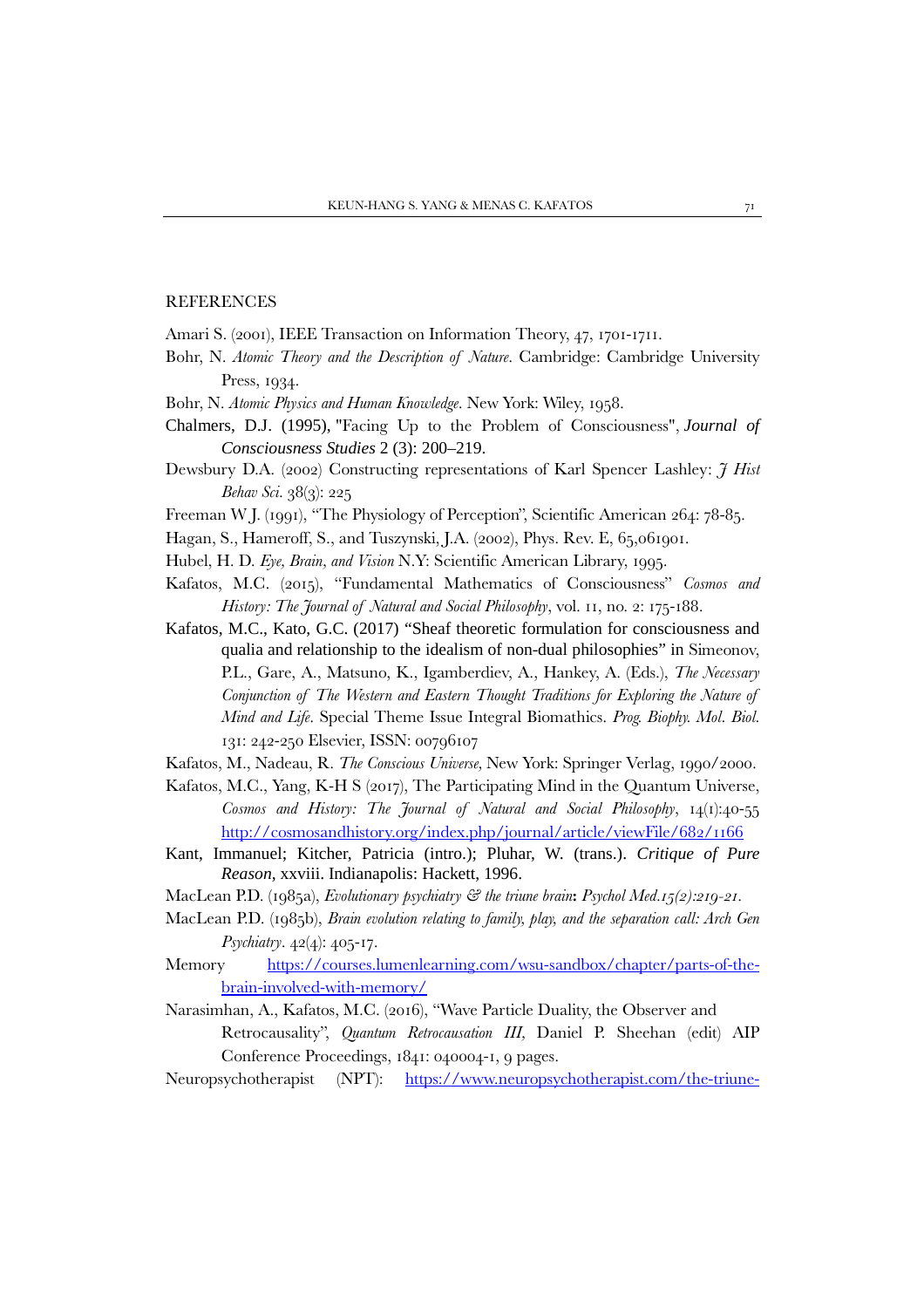## REFERENCES

Amari S. (2001), IEEE Transaction on Information Theory, 47, 1701-1711.

Bohr, N. *Atomic Theory and the Description of Nature*. Cambridge: Cambridge University Press, 1934.

Bohr, N. *Atomic Physics and Human Knowledge*. New York: Wiley, 1958.

Chalmers, D.J. (1995), "Facing Up to the Problem of Consciousness", *Journal of Consciousness Studies* 2 (3): 200–219.

Dewsbury D.A. (2002) Constructing representations of Karl Spencer Lashley: *J Hist Behav Sci*. 38(3): 225

Freeman W J. (1991), "The Physiology of Perception", Scientific American 264: 78-85.

Hagan, S., Hameroff, S., and Tuszynski, J.A. (2002), Phys. Rev. E, 65,061901.

Hubel, H. D. *Eye, Brain, and Vision* N.Y: Scientific American Library, 1995.

Kafatos, M.C. (2015), "Fundamental Mathematics of Consciousness" *Cosmos and History: The Journal of Natural and Social Philosophy*, vol. 11, no. 2: 175-188.

Kafatos, M.C., Kato, G.C. (2017) "Sheaf theoretic formulation for consciousness and qualia and relationship to the idealism of non-dual philosophies" in Simeonov, P.L., Gare, A., Matsuno, K., Igamberdiev, A., Hankey, A. (Eds.), *The Necessary Conjunction of The Western and Eastern Thought Traditions for Exploring the Nature of Mind and Life*. Special Theme Issue Integral Biomathics. *Prog. Biophy. Mol. Biol.* 131: 242-250 Elsevier, ISSN: 00796107

Kafatos, M., Nadeau, R. *The Conscious Universe*, New York: Springer Verlag, 1990/2000.

Kafatos, M.C., Yang, K-H S (2017), The Participating Mind in the Quantum Universe, *Cosmos and History: The Journal of Natural and Social Philosophy*, 14(1):40-55 http://cosmosandhistory.org/index.php/journal/article/viewFile/682/1166

Kant, Immanuel; Kitcher, Patricia (intro.); Pluhar, W. (trans.). *Critique of Pure Reason*, xxviii. Indianapolis: Hackett, 1996.

MacLean P.D. (1985a), *Evolutionary psychiatry & the triune brain*: *Psychol Med.15(2):219-21*.

MacLean P.D. (1985b), *Brain evolution relating to family, play, and the separation call: Arch Gen Psychiatry*. 42(4): 405-17.

Memory https://courses.lumenlearning.com/wsu-sandbox/chapter/parts-of-the-brain-involved-with-memory/

Narasimhan, A., Kafatos, M.C. (2016), "Wave Particle Duality, the Observer and Retrocausality", *Quantum Retrocausation III,* Daniel P. Sheehan (edit) AIP Conference Proceedings, 1841: 040004-1, 9 pages.

Neuropsychotherapist (NPT): https://www.neuropsychotherapist.com/the-triune-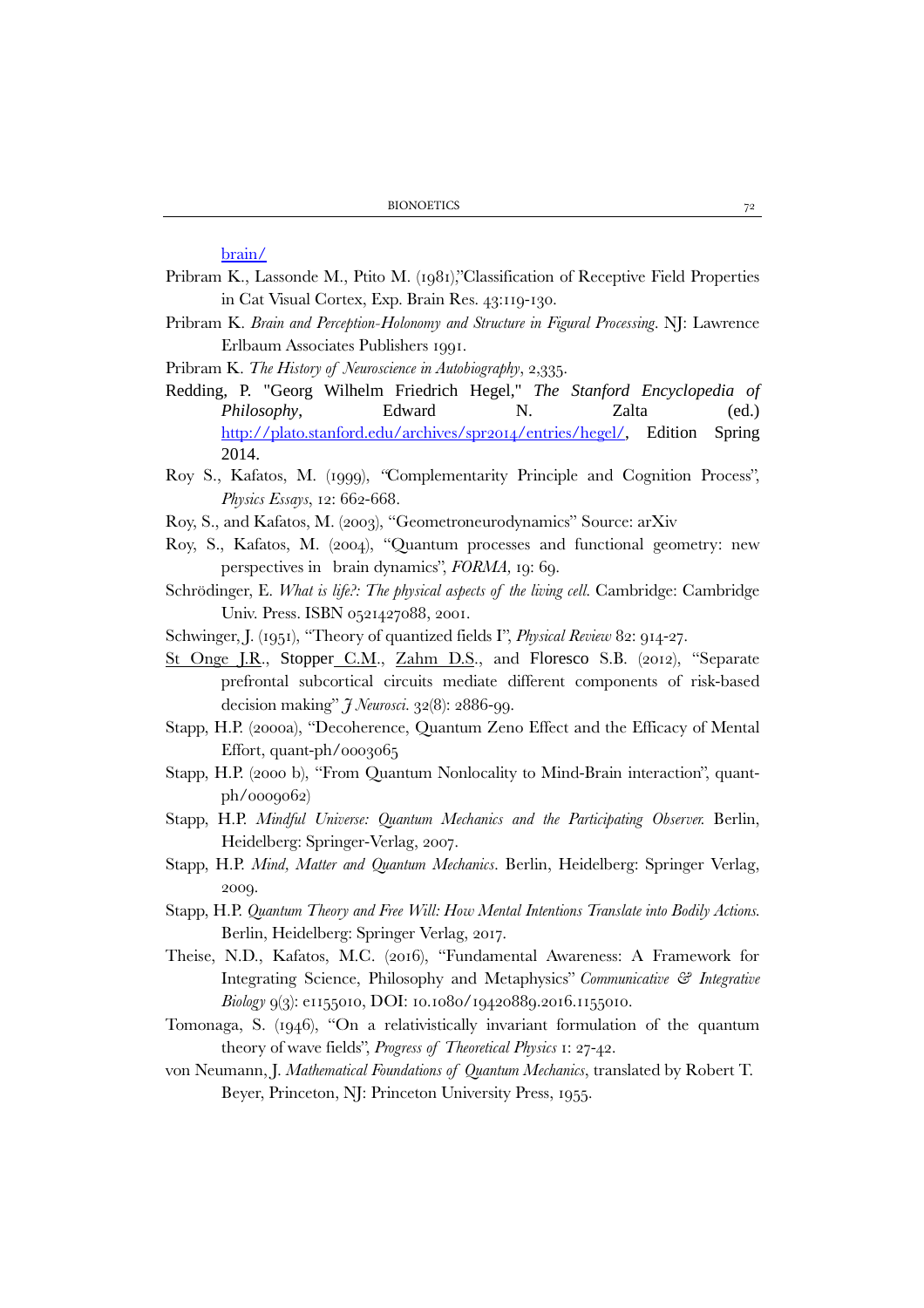brain/

Pribram K., Lassonde M., Ptito M. (1981),"Classification of Receptive Field Properties in Cat Visual Cortex, Exp. Brain Res. 43:119-130.

Pribram K. *Brain and Perception-Holonomy and Structure in Figural Processing*. NJ: Lawrence Erlbaum Associates Publishers 1991.

Pribram K. *The History of Neuroscience in Autobiography*, 2,335.

Redding, P. "Georg Wilhelm Friedrich Hegel," *The Stanford Encyclopedia of Philosophy*, Edward N. Zalta (ed.) http://plato.stanford.edu/archives/spr2014/entries/hegel/, Edition Spring 2014.

Roy S., Kafatos, M. (1999), "Complementarity Principle and Cognition Process", *Physics Essays*, 12: 662-668.

Roy, S., and Kafatos, M. (2003), "Geometroneurodynamics" Source: arXiv

Roy, S., Kafatos, M. (2004), "Quantum processes and functional geometry: new perspectives in brain dynamics", *FORMA*, 19: 69.

Schrödinger, E. *What is life?: The physical aspects of the living cell.* Cambridge: Cambridge Univ. Press. ISBN 0521427088, 2001.

Schwinger, J. (1951), "Theory of quantized fields I", *Physical Review* 82: 914-27.

St Onge J.R., Stopper C.M., Zahm D.S., and Floresco S.B. (2012), "Separate prefrontal subcortical circuits mediate different components of risk-based decision making" *J Neurosci.* 32(8): 2886-99.

Stapp, H.P. (2000a), "Decoherence, Quantum Zeno Effect and the Efficacy of Mental Effort, quant-ph/0003065

Stapp, H.P. (2000 b), "From Quantum Nonlocality to Mind-Brain interaction", quant-ph/0009062)

Stapp, H.P. *Mindful Universe: Quantum Mechanics and the Participating Observer.* Berlin, Heidelberg: Springer-Verlag, 2007.

Stapp, H.P. *Mind, Matter and Quantum Mechanics*. Berlin, Heidelberg: Springer Verlag, 2009.

Stapp, H.P. *Quantum Theory and Free Will: How Mental Intentions Translate into Bodily Actions.* Berlin, Heidelberg: Springer Verlag, 2017.

Theise, N.D., Kafatos, M.C. (2016), "Fundamental Awareness: A Framework for Integrating Science, Philosophy and Metaphysics" *Communicative & Integrative Biology* 9(3): e1155010, DOI: 10.1080/19420889.2016.1155010.

Tomonaga, S. (1946), "On a relativistically invariant formulation of the quantum theory of wave fields", *Progress of Theoretical Physics* 1: 27-42.

von Neumann, J. *Mathematical Foundations of Quantum Mechanics*, translated by Robert T. Beyer, Princeton, NJ: Princeton University Press, 1955.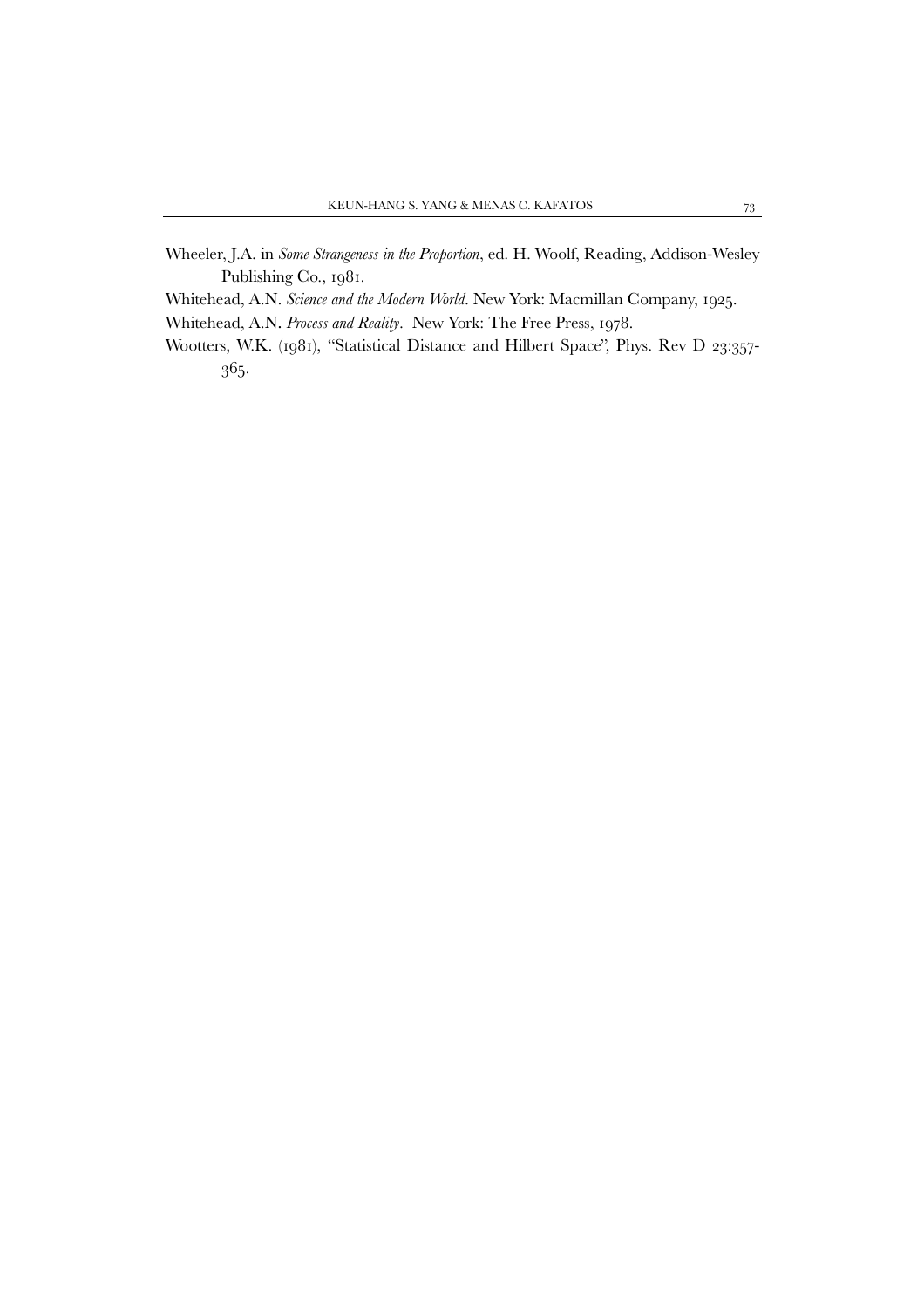Wheeler, J.A. in *Some Strangeness in the Proportion*, ed. H. Woolf, Reading, Addison-Wesley Publishing Co., 1981.

Whitehead, A.N. *Science and the Modern World*. New York: Macmillan Company, 1925.

Whitehead, A.N. *Process and Reality*. New York: The Free Press, 1978.

Wootters, W.K. (1981), "Statistical Distance and Hilbert Space", Phys. Rev D 23:357-365.